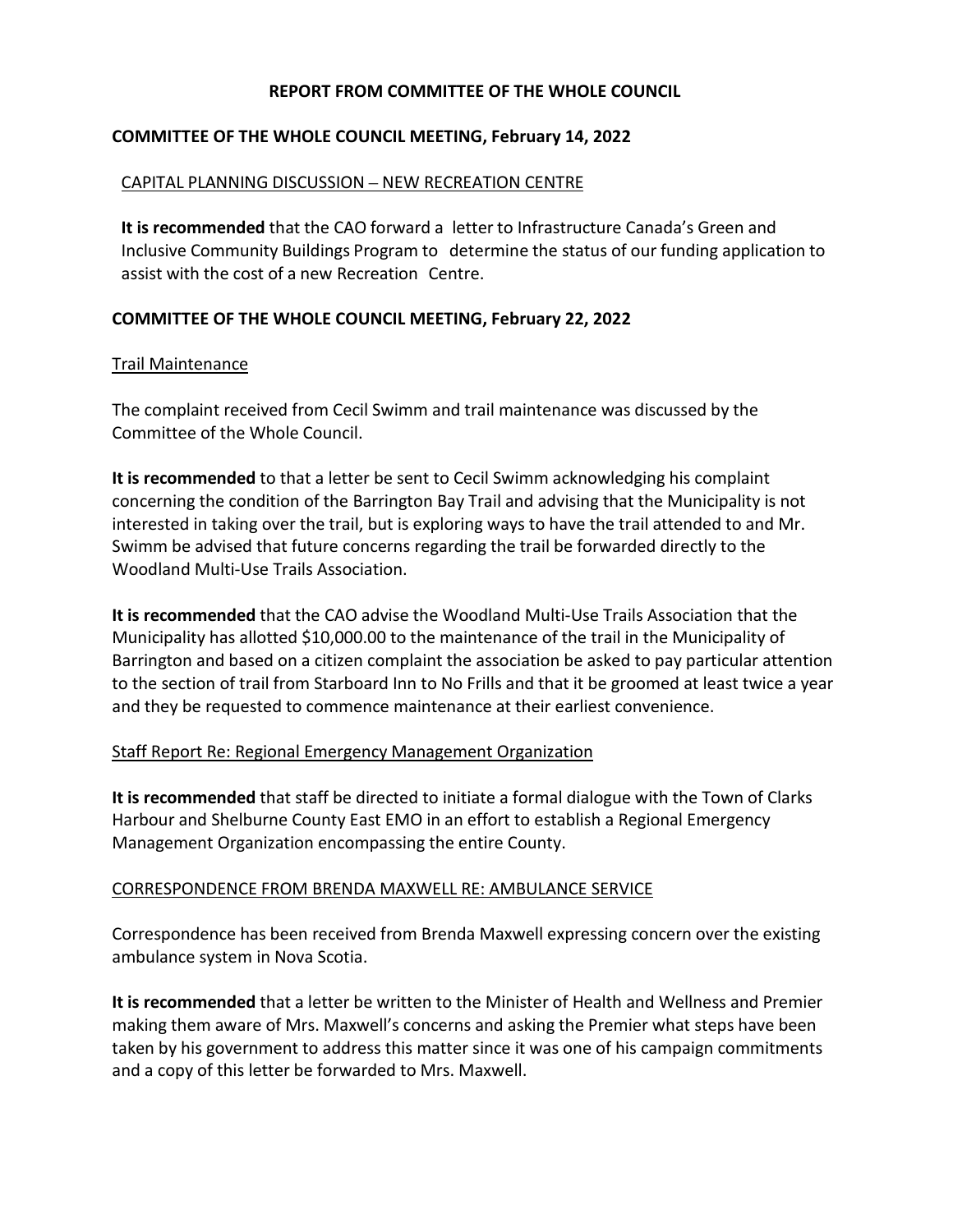# REPORT FROM COMMITTEE OF THE WHOLE COUNCIL

## COMMITTEE OF THE WHOLE COUNCIL MEETING, February 14, 2022

### CAPITAL PLANNING DISCUSSION – NEW RECREATION CENTRE

**It is recommended** that the CAO forward a letter to Infrastructure Canada's Green and Inclusive Community Buildings Program to determine the status of our funding application to assist with the cost of a new Recreation Centre.

## COMMITTEE OF THE WHOLE COUNCIL MEETING, February 22, 2022

### Trail Maintenance

The complaint received from Cecil Swimm and trail maintenance was discussed by the Committee of the Whole Council.

**It is recommended** to that a letter be sent to Cecil Swimm acknowledging his complaint concerning the condition of the Barrington Bay Trail and advising that the Municipality is not interested in taking over the trail, but is exploring ways to have the trail attended to and Mr. Swimm be advised that future concerns regarding the trail be forwarded directly to the Woodland Multi-Use Trails Association.

**It is recommended** that the CAO advise the Woodland Multi-Use Trails Association that the Municipality has allotted $10,000.00 to the maintenance of the trail in the Municipality of Barrington and based on a citizen complaint the association be asked to pay particular attention to the section of trail from Starboard Inn to No Frills and that it be groomed at least twice a year and they be requested to commence maintenance at their earliest convenience.

### Staff Report Re: Regional Emergency Management Organization

**It is recommended** that staff be directed to initiate a formal dialogue with the Town of Clarks Harbour and Shelburne County East EMO in an effort to establish a Regional Emergency Management Organization encompassing the entire County.

### CORRESPONDENCE FROM BRENDA MAXWELL RE: AMBULANCE SERVICE

Correspondence has been received from Brenda Maxwell expressing concern over the existing ambulance system in Nova Scotia.

**It is recommended** that a letter be written to the Minister of Health and Wellness and Premier making them aware of Mrs. Maxwell's concerns and asking the Premier what steps have been taken by his government to address this matter since it was one of his campaign commitments and a copy of this letter be forwarded to Mrs. Maxwell.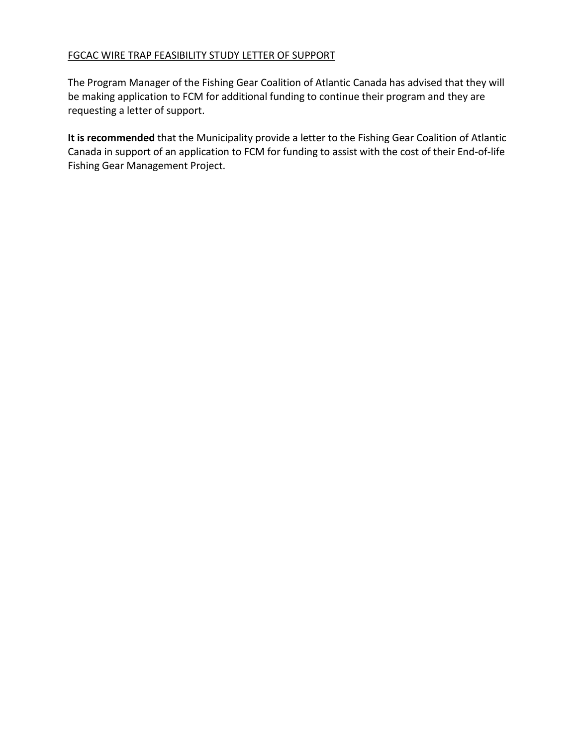FGCAC WIRE TRAP FEASIBILITY STUDY LETTER OF SUPPORT

The Program Manager of the Fishing Gear Coalition of Atlantic Canada has advised that they will be making application to FCM for additional funding to continue their program and they are requesting a letter of support.

**It is recommended** that the Municipality provide a letter to the Fishing Gear Coalition of Atlantic Canada in support of an application to FCM for funding to assist with the cost of their End-of-life Fishing Gear Management Project.